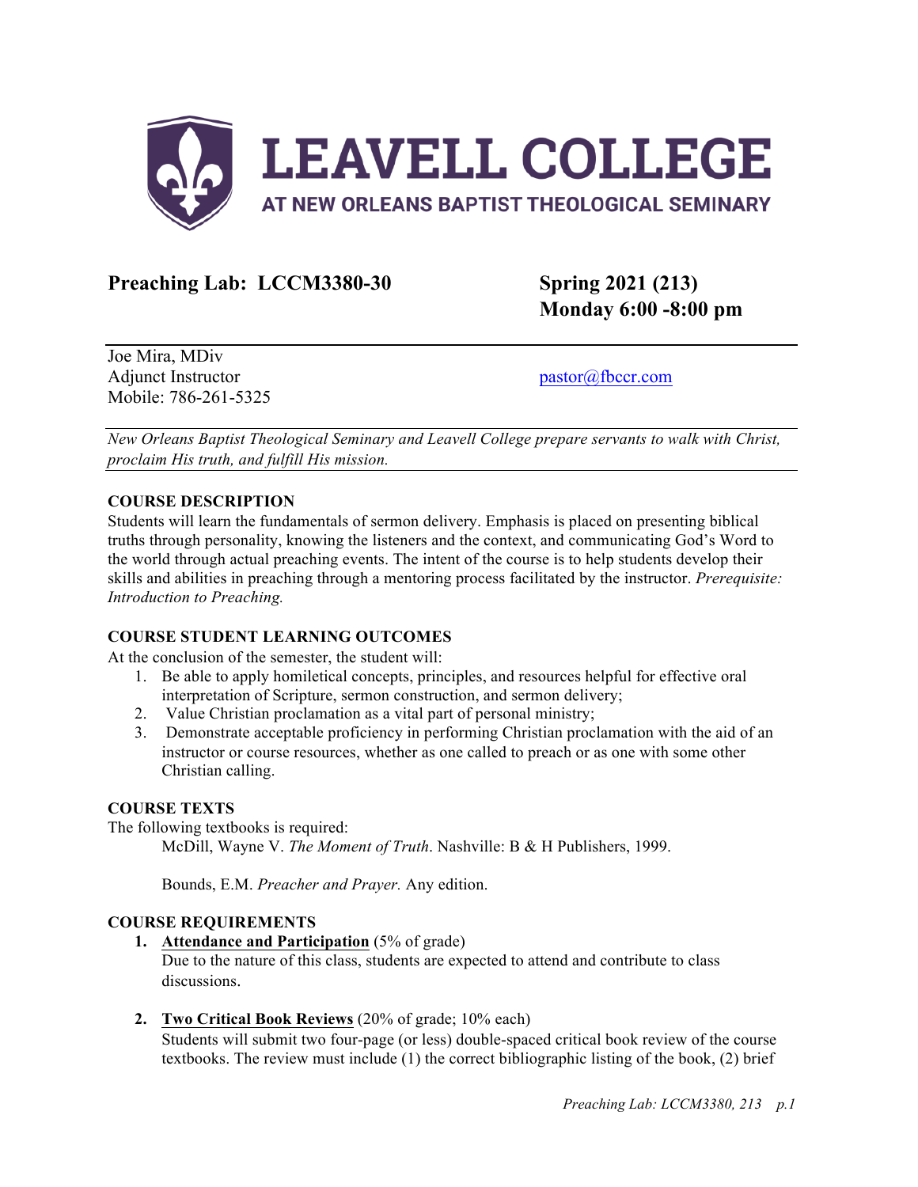# LEAVELL COLLEGE

AT NEW ORLEANS BAPTIST THEOLOGICAL SEMINARY

## Preaching Lab: LCCM3380-30

**Spring 2021 (213)**
**Monday 6:00 -8:00 pm**

Joe Mira, MDiv
Adjunct Instructor
Mobile: 786-261-5325

pastor@fbccr.com

*New Orleans Baptist Theological Seminary and Leavell College prepare servants to walk with Christ, proclaim His truth, and fulfill His mission.*

### COURSE DESCRIPTION

Students will learn the fundamentals of sermon delivery. Emphasis is placed on presenting biblical truths through personality, knowing the listeners and the context, and communicating God's Word to the world through actual preaching events. The intent of the course is to help students develop their skills and abilities in preaching through a mentoring process facilitated by the instructor. *Prerequisite: Introduction to Preaching.*

### COURSE STUDENT LEARNING OUTCOMES

At the conclusion of the semester, the student will:

1. Be able to apply homiletical concepts, principles, and resources helpful for effective oral interpretation of Scripture, sermon construction, and sermon delivery;
2. Value Christian proclamation as a vital part of personal ministry;
3. Demonstrate acceptable proficiency in performing Christian proclamation with the aid of an instructor or course resources, whether as one called to preach or as one with some other Christian calling.

### COURSE TEXTS

The following textbooks is required:

McDill, Wayne V. *The Moment of Truth*. Nashville: B & H Publishers, 1999.

Bounds, E.M. *Preacher and Prayer.* Any edition.

### COURSE REQUIREMENTS

1. **Attendance and Participation** (5% of grade)
   Due to the nature of this class, students are expected to attend and contribute to class discussions.

2. **Two Critical Book Reviews** (20% of grade; 10% each)
   Students will submit two four-page (or less) double-spaced critical book review of the course textbooks. The review must include (1) the correct bibliographic listing of the book, (2) brief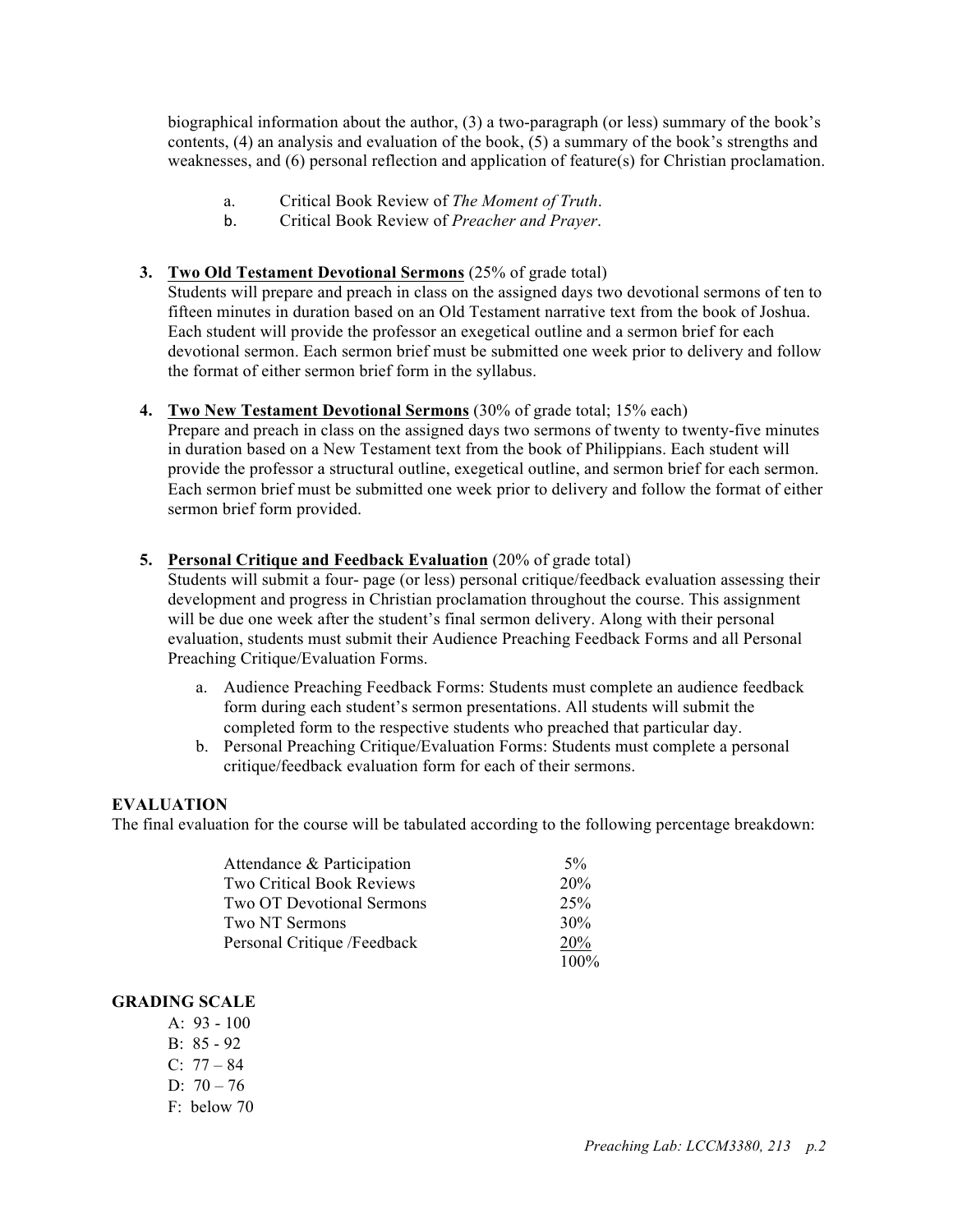biographical information about the author, (3) a two-paragraph (or less) summary of the book's contents, (4) an analysis and evaluation of the book, (5) a summary of the book's strengths and weaknesses, and (6) personal reflection and application of feature(s) for Christian proclamation.

a. Critical Book Review of *The Moment of Truth*.
b. Critical Book Review of *Preacher and Prayer*.

3. **Two Old Testament Devotional Sermons** (25% of grade total)
Students will prepare and preach in class on the assigned days two devotional sermons of ten to fifteen minutes in duration based on an Old Testament narrative text from the book of Joshua. Each student will provide the professor an exegetical outline and a sermon brief for each devotional sermon. Each sermon brief must be submitted one week prior to delivery and follow the format of either sermon brief form in the syllabus.

4. **Two New Testament Devotional Sermons** (30% of grade total; 15% each)
Prepare and preach in class on the assigned days two sermons of twenty to twenty-five minutes in duration based on a New Testament text from the book of Philippians. Each student will provide the professor a structural outline, exegetical outline, and sermon brief for each sermon. Each sermon brief must be submitted one week prior to delivery and follow the format of either sermon brief form provided.

5. **Personal Critique and Feedback Evaluation** (20% of grade total)
Students will submit a four- page (or less) personal critique/feedback evaluation assessing their development and progress in Christian proclamation throughout the course. This assignment will be due one week after the student's final sermon delivery. Along with their personal evaluation, students must submit their Audience Preaching Feedback Forms and all Personal Preaching Critique/Evaluation Forms.
   a. Audience Preaching Feedback Forms: Students must complete an audience feedback form during each student's sermon presentations. All students will submit the completed form to the respective students who preached that particular day.
   b. Personal Preaching Critique/Evaluation Forms: Students must complete a personal critique/feedback evaluation form for each of their sermons.

## EVALUATION

The final evaluation for the course will be tabulated according to the following percentage breakdown:

| Component | Percentage |
|---|---|
| Attendance & Participation | 5% |
| Two Critical Book Reviews | 20% |
| Two OT Devotional Sermons | 25% |
| Two NT Sermons | 30% |
| Personal Critique /Feedback | 20% |
| | 100% |

## GRADING SCALE

A: 93 - 100
B: 85 - 92
C: 77 – 84
D: 70 – 76
F: below 70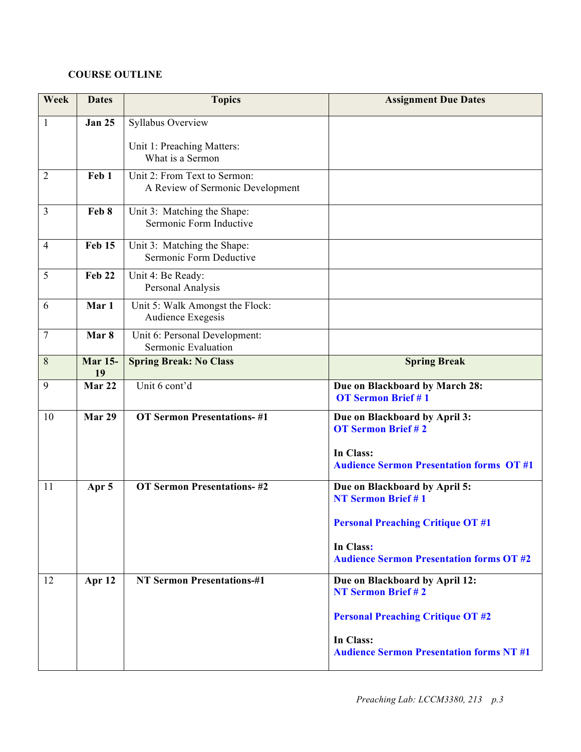**COURSE OUTLINE**

| Week | Dates | Topics | Assignment Due Dates |
|---|---|---|---|
| 1 | **Jan 25** | Syllabus Overview<br><br>Unit 1: Preaching Matters:<br>What is a Sermon | |
| 2 | **Feb 1** | Unit 2: From Text to Sermon:<br>A Review of Sermonic Development | |
| 3 | **Feb 8** | Unit 3: Matching the Shape:<br>Sermonic Form Inductive | |
| 4 | **Feb 15** | Unit 3: Matching the Shape:<br>Sermonic Form Deductive | |
| 5 | **Feb 22** | Unit 4: Be Ready:<br>Personal Analysis | |
| 6 | **Mar 1** | Unit 5: Walk Amongst the Flock:<br>Audience Exegesis | |
| 7 | **Mar 8** | Unit 6: Personal Development:<br>Sermonic Evaluation | |
| 8 | **Mar 15-19** | **Spring Break: No Class** | **Spring Break** |
| 9 | **Mar 22** | Unit 6 cont'd | **Due on Blackboard by March 28:**<br>**OT Sermon Brief # 1** |
| 10 | **Mar 29** | **OT Sermon Presentations- #1** | **Due on Blackboard by April 3:**<br>**OT Sermon Brief # 2**<br><br>**In Class:**<br>**Audience Sermon Presentation forms OT #1** |
| 11 | **Apr 5** | **OT Sermon Presentations- #2** | **Due on Blackboard by April 5:**<br>**NT Sermon Brief # 1**<br><br>**Personal Preaching Critique OT #1**<br><br>**In Class:**<br>**Audience Sermon Presentation forms OT #2** |
| 12 | **Apr 12** | **NT Sermon Presentations-#1** | **Due on Blackboard by April 12:**<br>**NT Sermon Brief # 2**<br><br>**Personal Preaching Critique OT #2**<br><br>**In Class:**<br>**Audience Sermon Presentation forms NT #1** |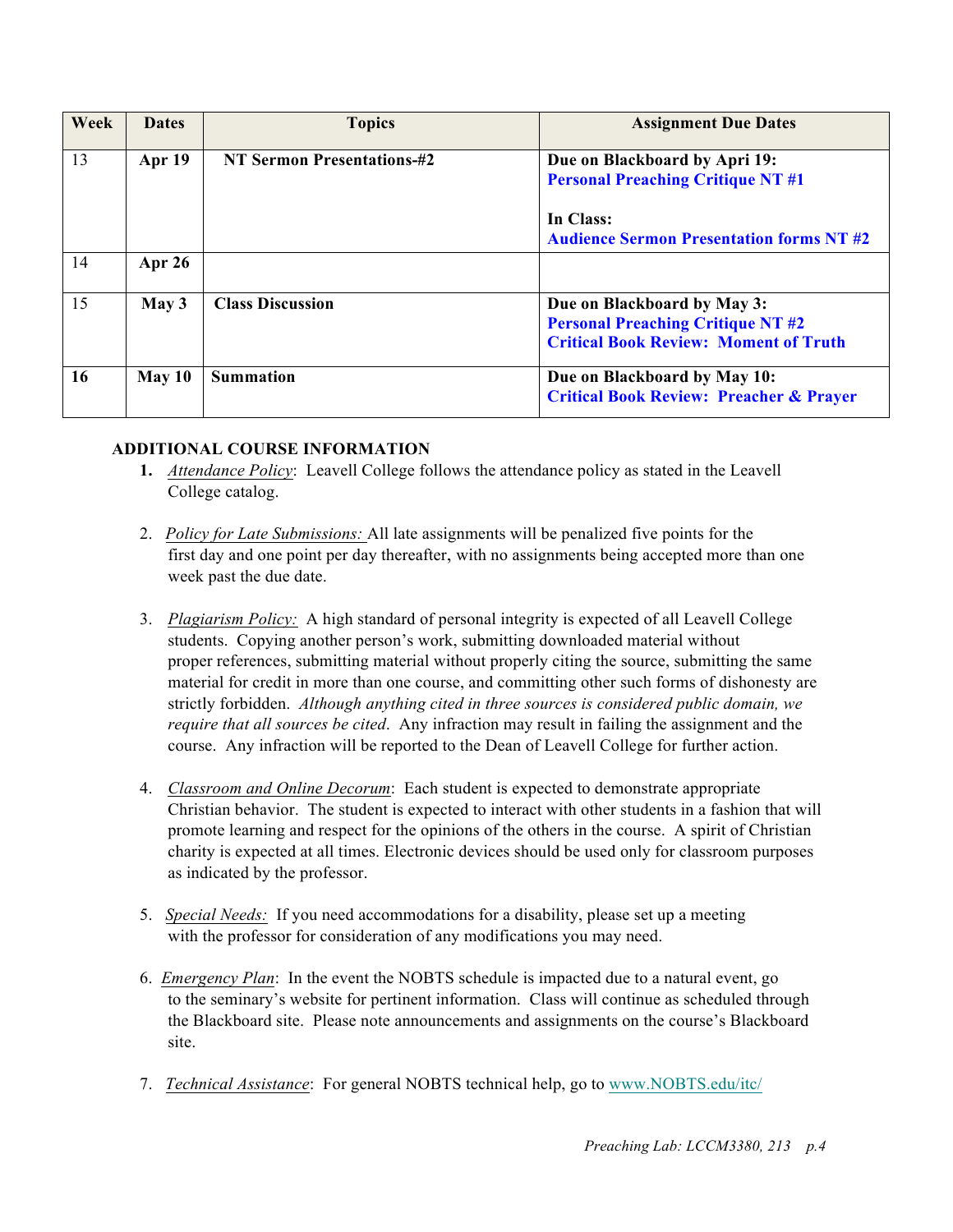| Week | Dates | Topics | Assignment Due Dates |
|---|---|---|---|
| 13 | **Apr 19** | **NT Sermon Presentations-#2** | **Due on Blackboard by April 19:** **Personal Preaching Critique NT #1** <br><br> **In Class:** **Audience Sermon Presentation forms NT #2** |
| 14 | **Apr 26** | | |
| 15 | **May 3** | **Class Discussion** | **Due on Blackboard by May 3:** **Personal Preaching Critique NT #2** **Critical Book Review: Moment of Truth** |
| **16** | **May 10** | **Summation** | **Due on Blackboard by May 10:** **Critical Book Review: Preacher & Prayer** |

**ADDITIONAL COURSE INFORMATION**

1. *Attendance Policy*: Leavell College follows the attendance policy as stated in the Leavell College catalog.

2. *Policy for Late Submissions:* All late assignments will be penalized five points for the first day and one point per day thereafter, with no assignments being accepted more than one week past the due date.

3. *Plagiarism Policy:* A high standard of personal integrity is expected of all Leavell College students. Copying another person's work, submitting downloaded material without proper references, submitting material without properly citing the source, submitting the same material for credit in more than one course, and committing other such forms of dishonesty are strictly forbidden. *Although anything cited in three sources is considered public domain, we require that all sources be cited*. Any infraction may result in failing the assignment and the course. Any infraction will be reported to the Dean of Leavell College for further action.

4. *Classroom and Online Decorum*: Each student is expected to demonstrate appropriate Christian behavior. The student is expected to interact with other students in a fashion that will promote learning and respect for the opinions of the others in the course. A spirit of Christian charity is expected at all times. Electronic devices should be used only for classroom purposes as indicated by the professor.

5. *Special Needs:* If you need accommodations for a disability, please set up a meeting with the professor for consideration of any modifications you may need.

6. *Emergency Plan*: In the event the NOBTS schedule is impacted due to a natural event, go to the seminary's website for pertinent information. Class will continue as scheduled through the Blackboard site. Please note announcements and assignments on the course's Blackboard site.

7. *Technical Assistance*: For general NOBTS technical help, go to www.NOBTS.edu/itc/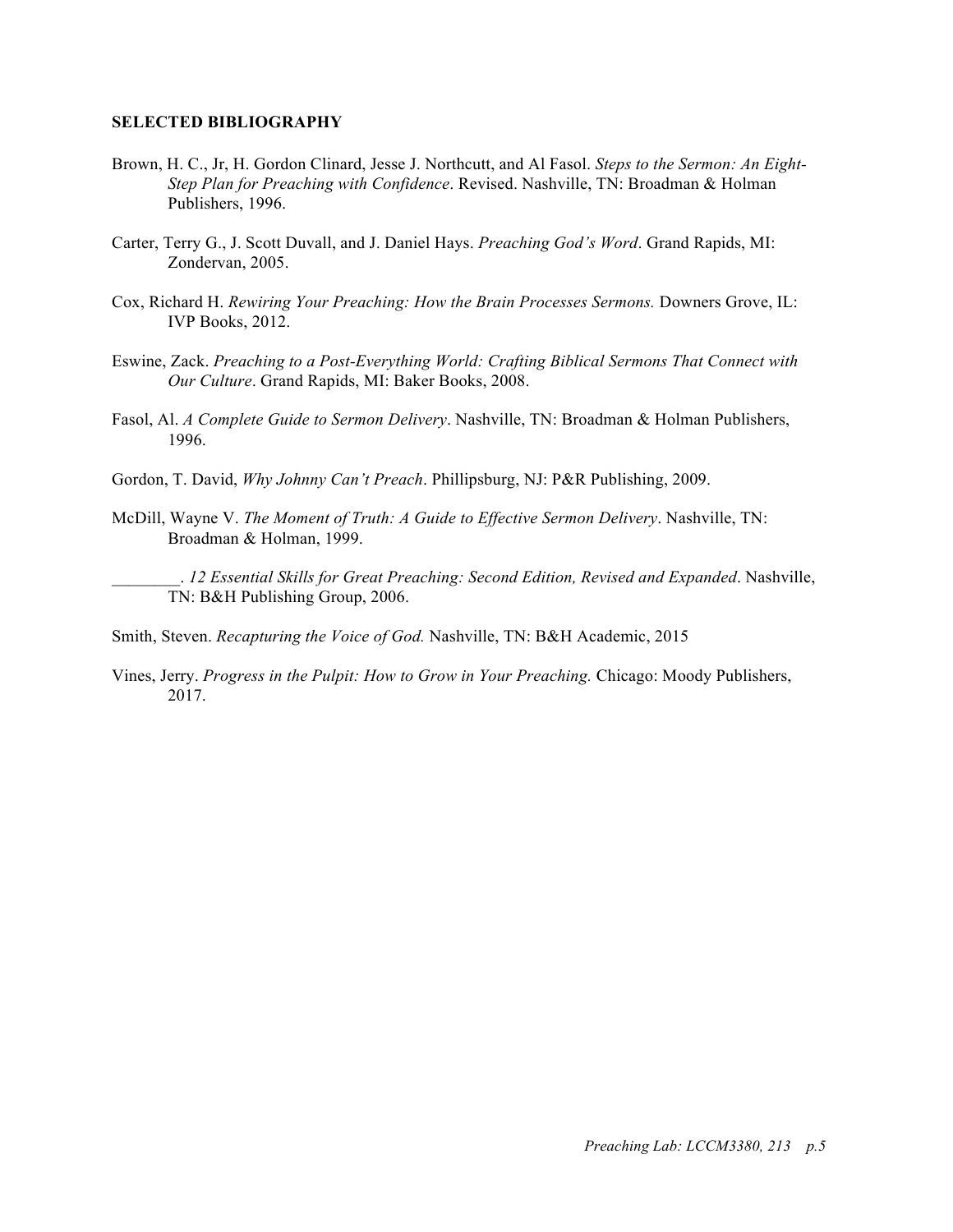**SELECTED BIBLIOGRAPHY**

Brown, H. C., Jr, H. Gordon Clinard, Jesse J. Northcutt, and Al Fasol. *Steps to the Sermon: An Eight-Step Plan for Preaching with Confidence*. Revised. Nashville, TN: Broadman & Holman Publishers, 1996.

Carter, Terry G., J. Scott Duvall, and J. Daniel Hays. *Preaching God's Word*. Grand Rapids, MI: Zondervan, 2005.

Cox, Richard H. *Rewiring Your Preaching: How the Brain Processes Sermons.* Downers Grove, IL: IVP Books, 2012.

Eswine, Zack. *Preaching to a Post-Everything World: Crafting Biblical Sermons That Connect with Our Culture*. Grand Rapids, MI: Baker Books, 2008.

Fasol, Al. *A Complete Guide to Sermon Delivery*. Nashville, TN: Broadman & Holman Publishers, 1996.

Gordon, T. David, *Why Johnny Can't Preach*. Phillipsburg, NJ: P&R Publishing, 2009.

McDill, Wayne V. *The Moment of Truth: A Guide to Effective Sermon Delivery*. Nashville, TN: Broadman & Holman, 1999.

________. *12 Essential Skills for Great Preaching: Second Edition, Revised and Expanded*. Nashville, TN: B&H Publishing Group, 2006.

Smith, Steven. *Recapturing the Voice of God.* Nashville, TN: B&H Academic, 2015

Vines, Jerry. *Progress in the Pulpit: How to Grow in Your Preaching.* Chicago: Moody Publishers, 2017.